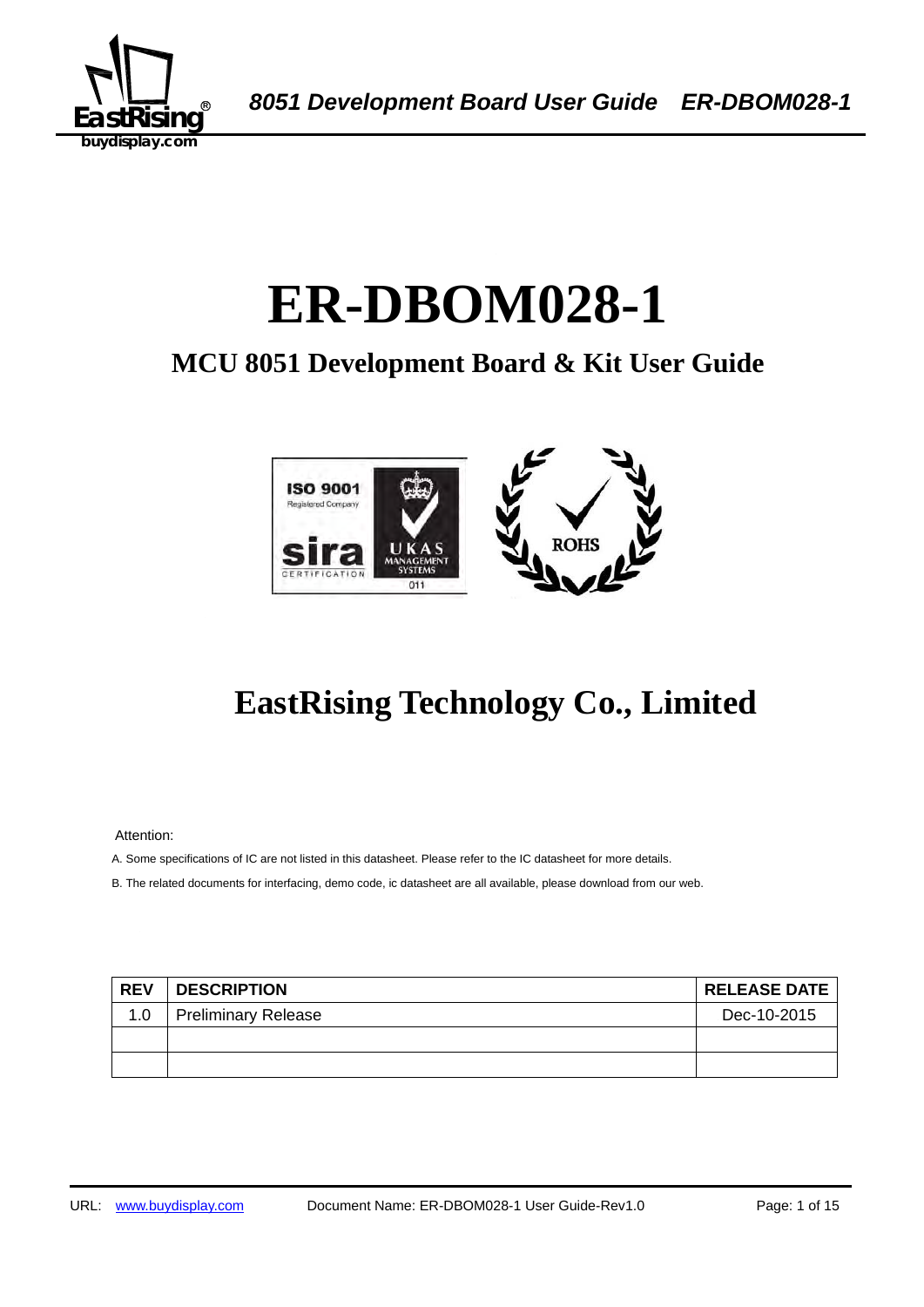# ER-DBOM028-1

## MCU 8051 Development Board & Kit User Guide

## EastRising Technology Co., Limited

Attention:

A. Some specifications of IC are not listed in this datasheet. Please refer to the IC datasheet for more details.

B. The related documents for interfacing, demo code, ic datasheet are all available, please download from our web.

| REV | DESCRIPTION | RELEASE DATE |
|---|---|---|
| 1.0 | Preliminary Release | Dec-10-2015 |
| | | |
| | | |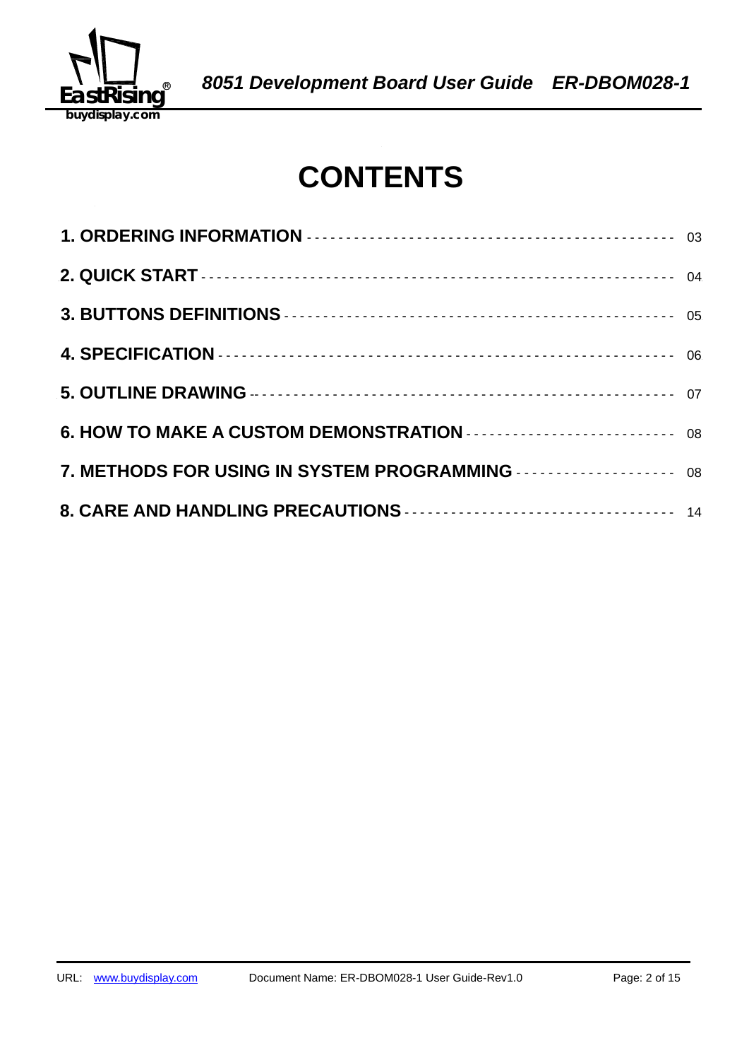# CONTENTS

**1. ORDERING INFORMATION** ---------------------------------------------- 03

**2. QUICK START** ---------------------------------------------------------- 04

**3. BUTTONS DEFINITIONS** ---------------------------------------------- 05

**4. SPECIFICATION** ------------------------------------------------------- 06

**5. OUTLINE DRAWING** ---------------------------------------------------- 07

**6. HOW TO MAKE A CUSTOM DEMONSTRATION** -------------------------- 08

**7. METHODS FOR USING IN SYSTEM PROGRAMMING** -------------------- 08

**8. CARE AND HANDLING PRECAUTIONS** ----------------------------------- 14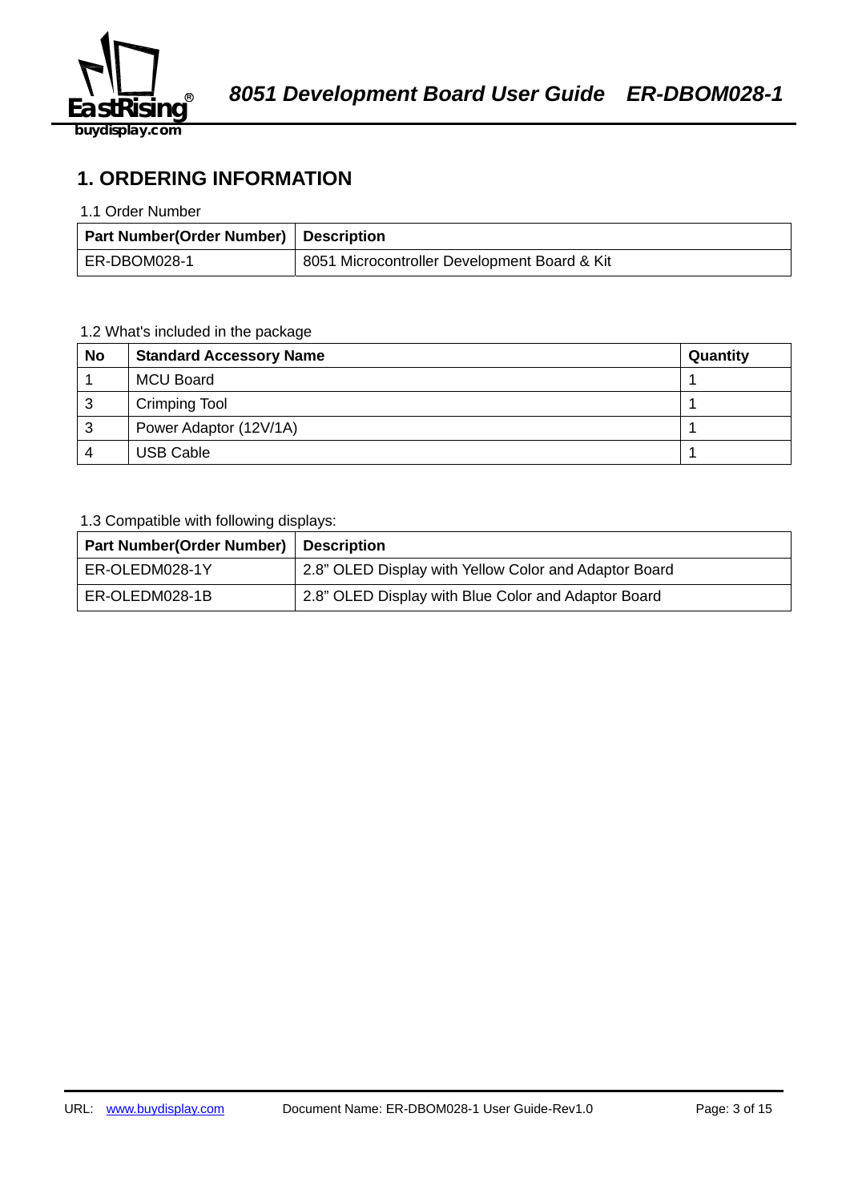# 1. ORDERING INFORMATION

1.1 Order Number

| Part Number(Order Number) | Description |
|---|---|
| ER-DBOM028-1 | 8051 Microcontroller Development Board & Kit |

1.2 What's included in the package

| No | Standard Accessory Name | Quantity |
|---|---|---|
| 1 | MCU Board | 1 |
| 3 | Crimping Tool | 1 |
| 3 | Power Adaptor (12V/1A) | 1 |
| 4 | USB Cable | 1 |

1.3 Compatible with following displays:

| Part Number(Order Number) | Description |
|---|---|
| ER-OLEDM028-1Y | 2.8" OLED Display with Yellow Color and Adaptor Board |
| ER-OLEDM028-1B | 2.8" OLED Display with Blue Color and Adaptor Board |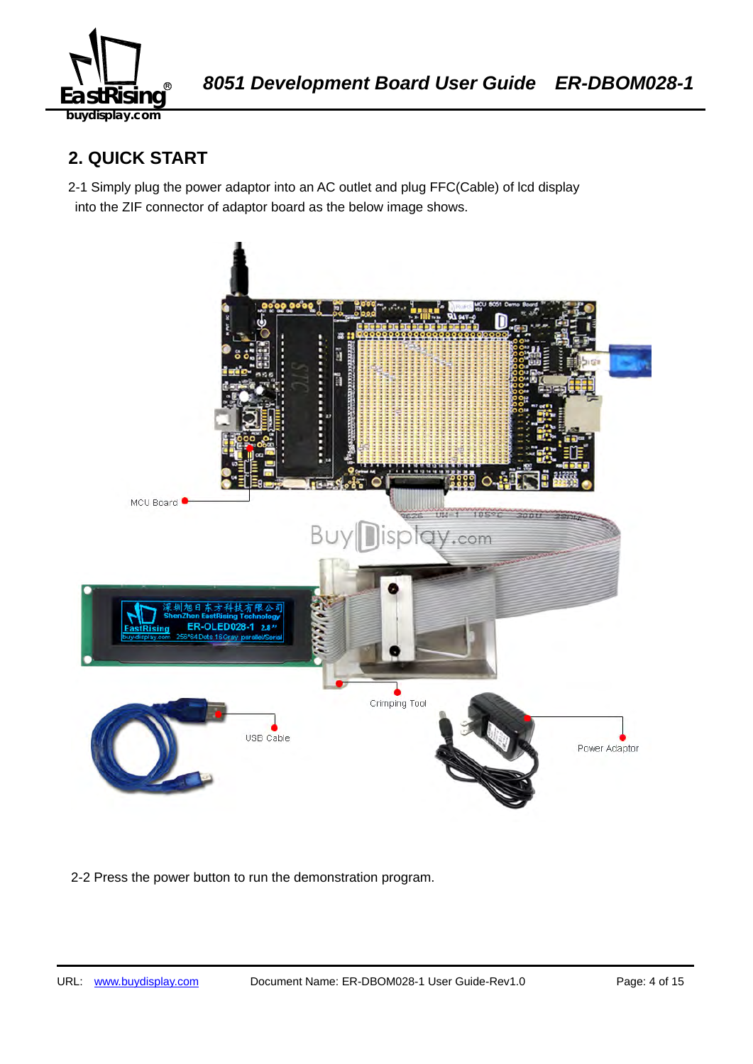## 2. QUICK START

2-1 Simply plug the power adaptor into an AC outlet and plug FFC(Cable) of lcd display into the ZIF connector of adaptor board as the below image shows.

MCU Board

Crimping Tool

USB Cable

Power Adaptor

2-2 Press the power button to run the demonstration program.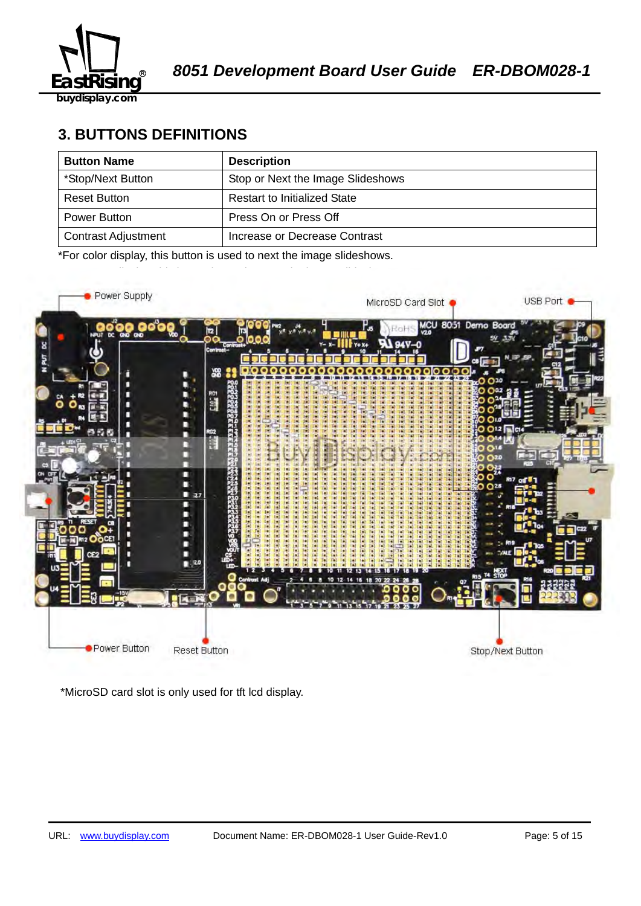## 3. BUTTONS DEFINITIONS

| Button Name | Description |
|---|---|
| *Stop/Next Button | Stop or Next the Image Slideshows |
| Reset Button | Restart to Initialized State |
| Power Button | Press On or Press Off |
| Contrast Adjustment | Increase or Decrease Contrast |

*For color display, this button is used to next the image slideshows.

Power Supply

MicroSD Card Slot

USB Port

Power Button

Reset Button

Stop/Next Button

*MicroSD card slot is only used for tft lcd display.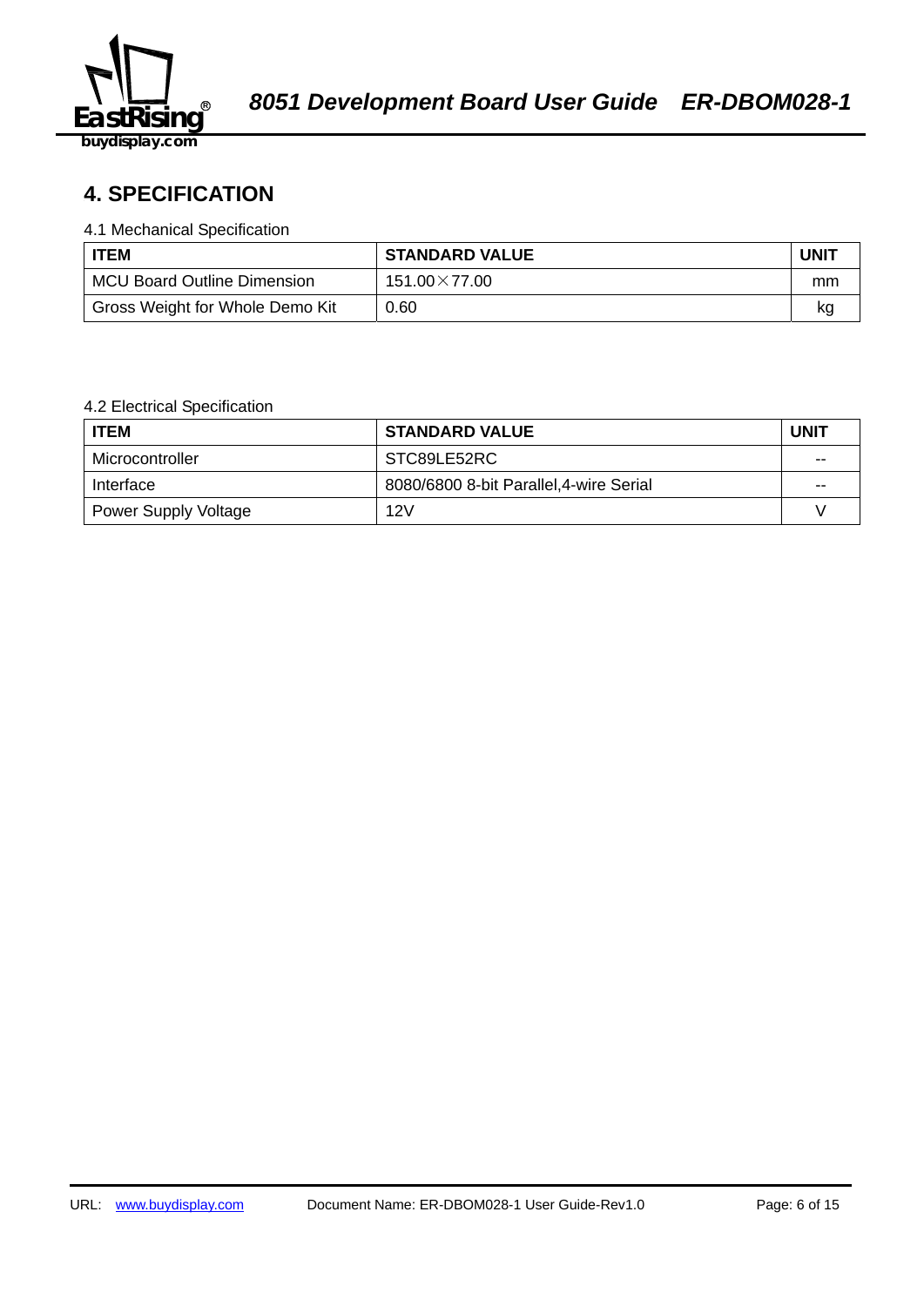## 4. SPECIFICATION

4.1 Mechanical Specification

| ITEM | STANDARD VALUE | UNIT |
|---|---|---|
| MCU Board Outline Dimension | 151.00×77.00 | mm |
| Gross Weight for Whole Demo Kit | 0.60 | kg |

4.2 Electrical Specification

| ITEM | STANDARD VALUE | UNIT |
|---|---|---|
| Microcontroller | STC89LE52RC | -- |
| Interface | 8080/6800 8-bit Parallel,4-wire Serial | -- |
| Power Supply Voltage | 12V | V |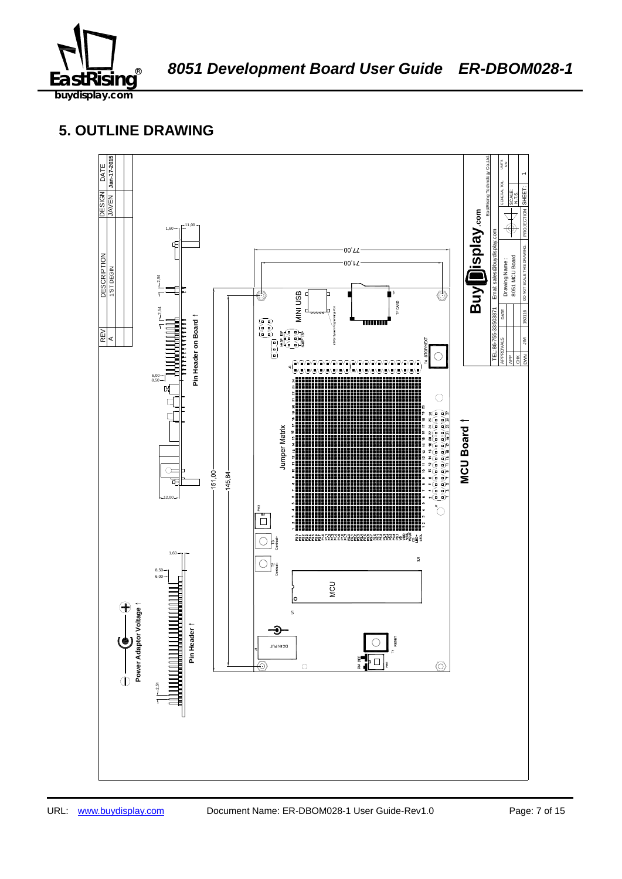## 5. OUTLINE DRAWING

| REV | DESCRIPTION | DESIGN | DATE |
|---|---|---|---|
| A | 1'ST DEGIN | JAVEN | Jan-17-2015 |

Pin Header on Board

Jumper Matrix

MINI USB

TF CARD

MCU

MCU Board

Pin Header

Power Adaptor Voltage

DCIN PUT

RESET

ON OFF

77,00

71,00

151,00

145,84

BuyDisplay.com

EastRising Technology Co.,Ltd

TEL:86-755-33503871 Email: sales@buydisplay.com

Drawing Name : 8051 MCU Board

DO NOT SCALE THIS DRAWING

| APPROVALS | DATE |
|---|---|
| APP | |
| CHK | |
| DWN JIM | 150116 |

GENERAL TOL.

SCALE: N.T.S.

SHEET: 1

PROJECTION

UNITS: mm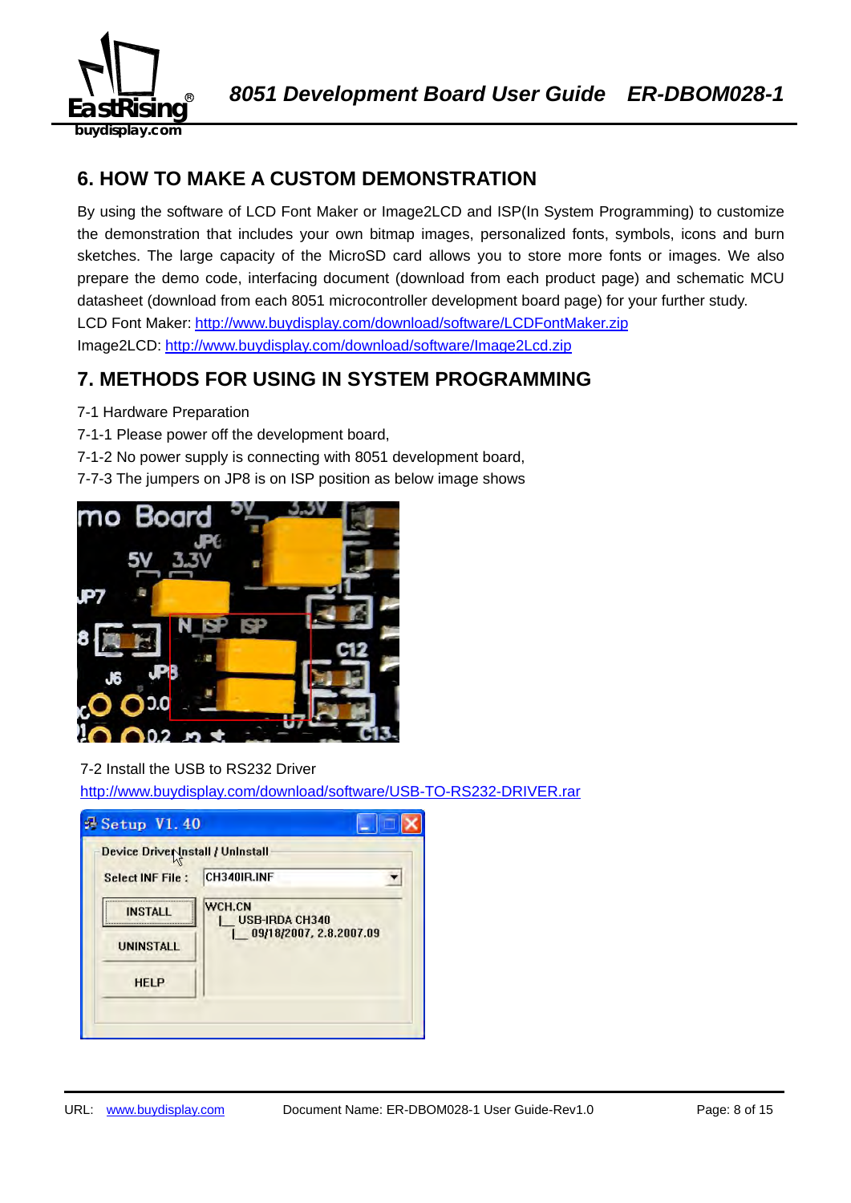## 6. HOW TO MAKE A CUSTOM DEMONSTRATION

By using the software of LCD Font Maker or Image2LCD and ISP(In System Programming) to customize the demonstration that includes your own bitmap images, personalized fonts, symbols, icons and burn sketches. The large capacity of the MicroSD card allows you to store more fonts or images. We also prepare the demo code, interfacing document (download from each product page) and schematic MCU datasheet (download from each 8051 microcontroller development board page) for your further study.

LCD Font Maker: http://www.buydisplay.com/download/software/LCDFontMaker.zip

Image2LCD: http://www.buydisplay.com/download/software/Image2Lcd.zip

## 7. METHODS FOR USING IN SYSTEM PROGRAMMING

7-1 Hardware Preparation

7-1-1 Please power off the development board,

7-1-2 No power supply is connecting with 8051 development board,

7-7-3 The jumpers on JP8 is on ISP position as below image shows

7-2 Install the USB to RS232 Driver

http://www.buydisplay.com/download/software/USB-TO-RS232-DRIVER.rar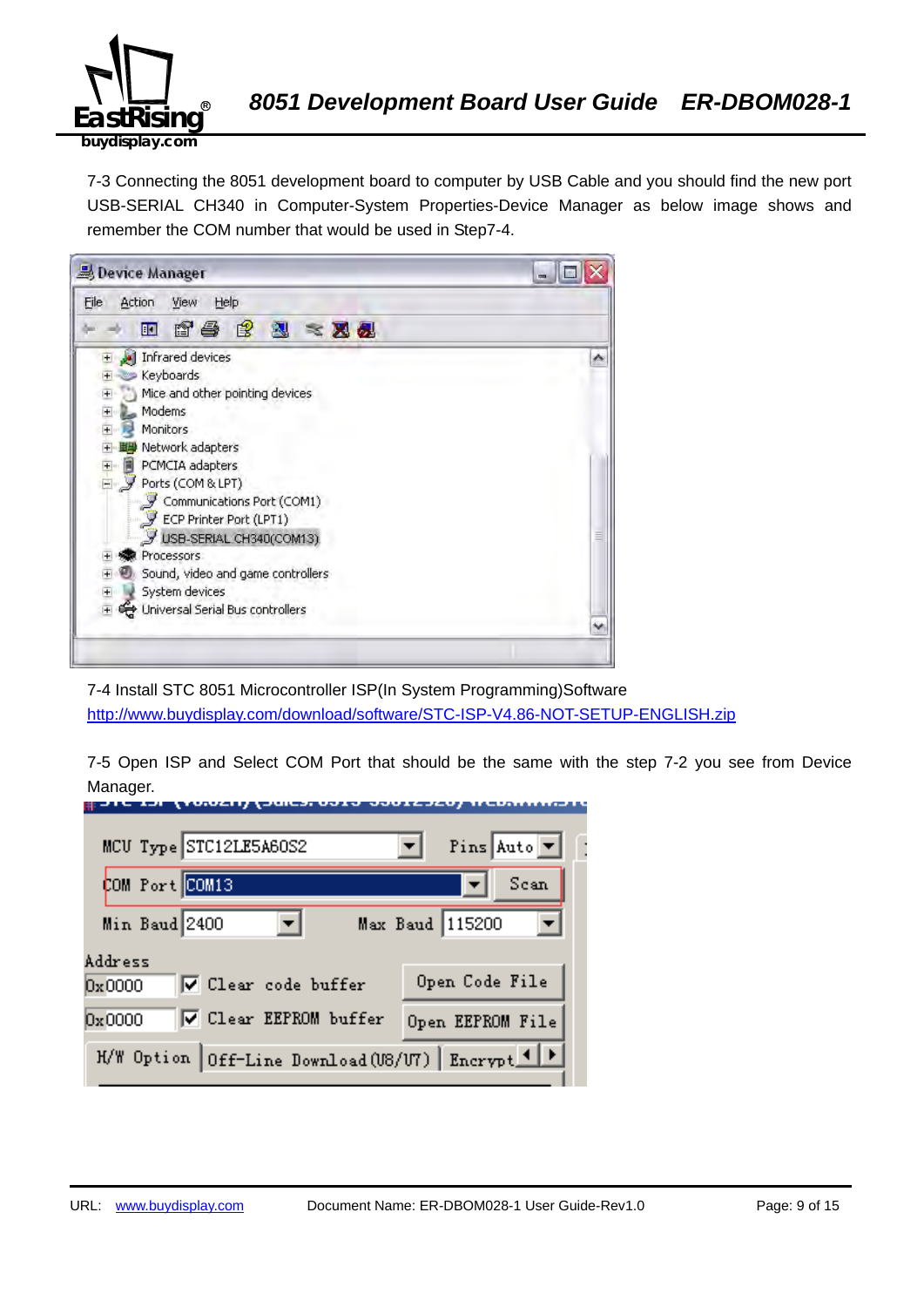7-3 Connecting the 8051 development board to computer by USB Cable and you should find the new port USB-SERIAL CH340 in Computer-System Properties-Device Manager as below image shows and remember the COM number that would be used in Step7-4.

7-4 Install STC 8051 Microcontroller ISP(In System Programming)Software
http://www.buydisplay.com/download/software/STC-ISP-V4.86-NOT-SETUP-ENGLISH.zip

7-5 Open ISP and Select COM Port that should be the same with the step 7-2 you see from Device Manager.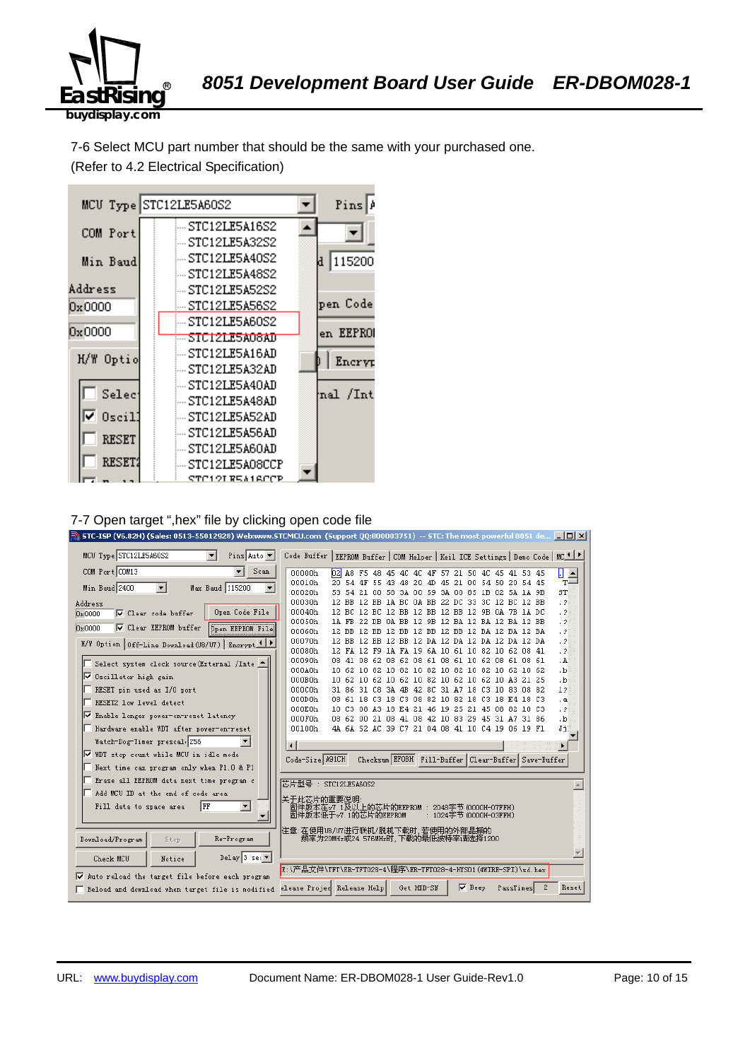7-6 Select MCU part number that should be the same with your purchased one.
(Refer to 4.2 Electrical Specification)

7-7 Open target ",hex" file by clicking open code file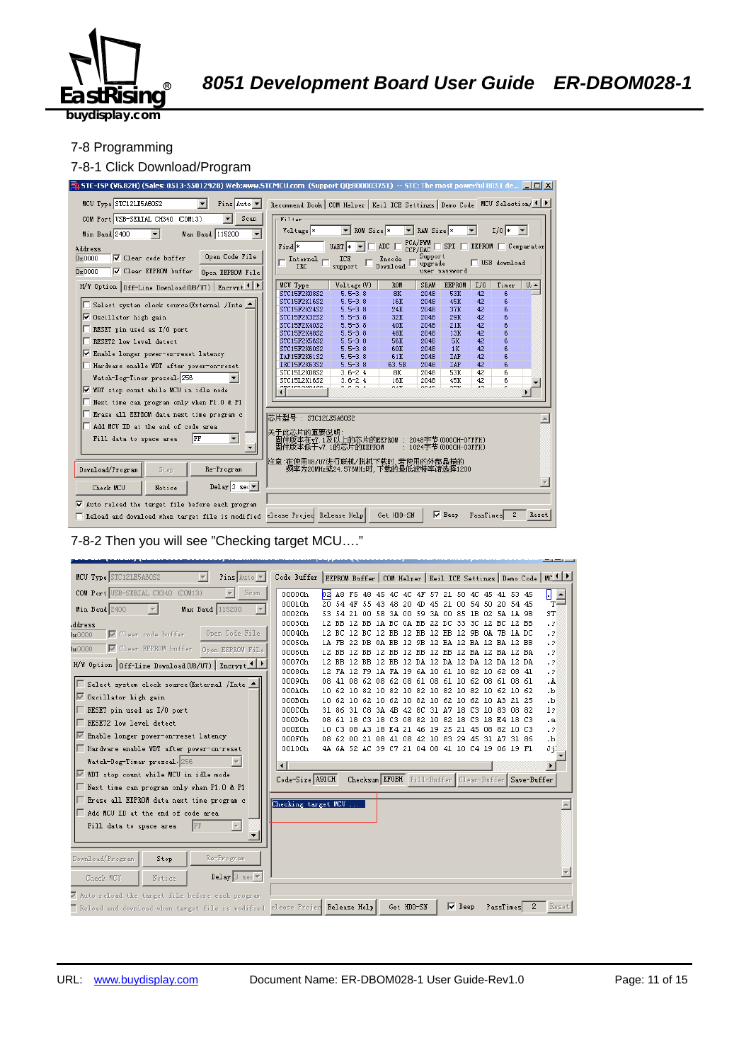## 7-8 Programming

### 7-8-1 Click Download/Program

### 7-8-2 Then you will see "Checking target MCU…."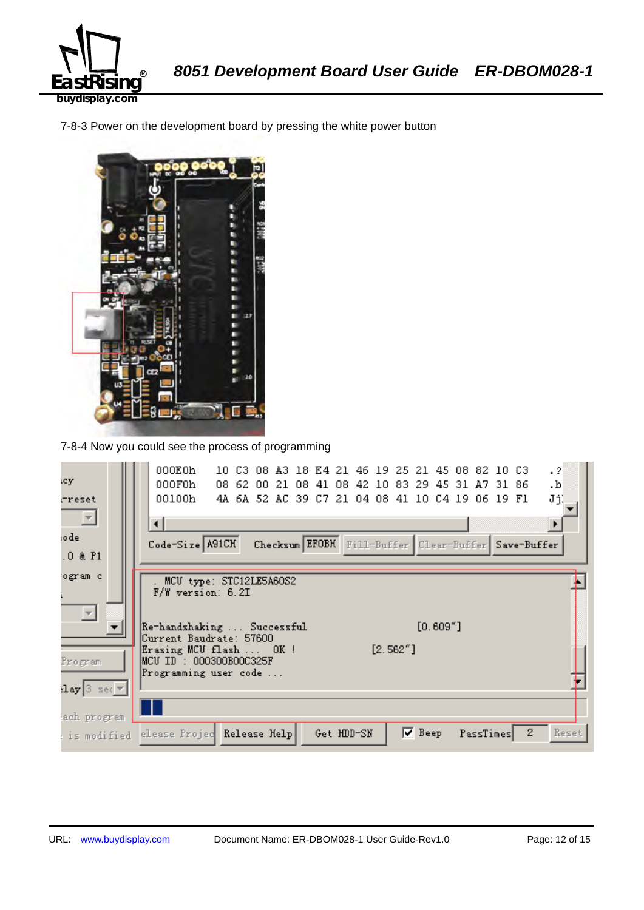7-8-3 Power on the development board by pressing the white power button

7-8-4 Now you could see the process of programming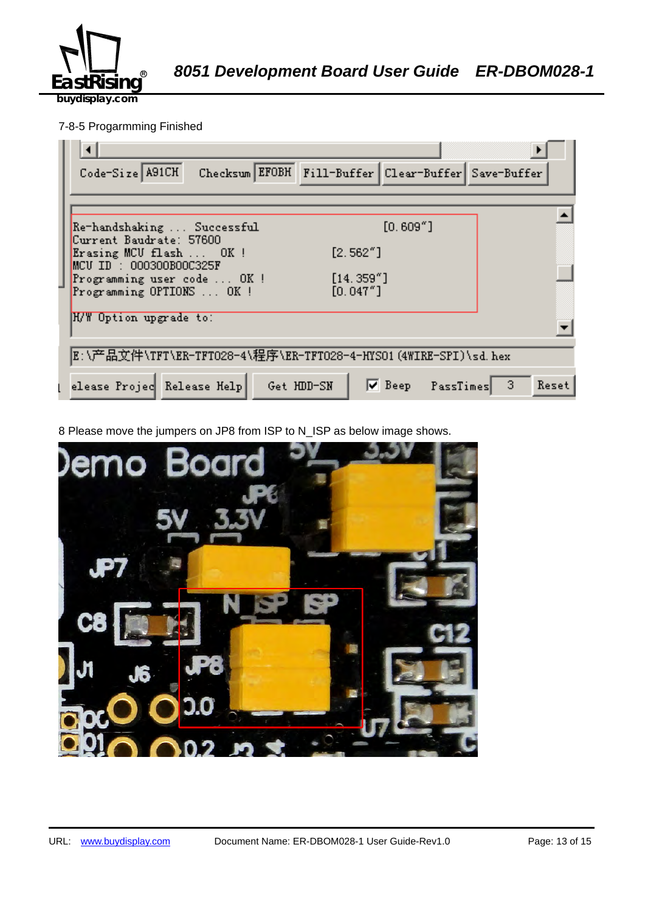7-8-5 Progarmming Finished

8 Please move the jumpers on JP8 from ISP to N_ISP as below image shows.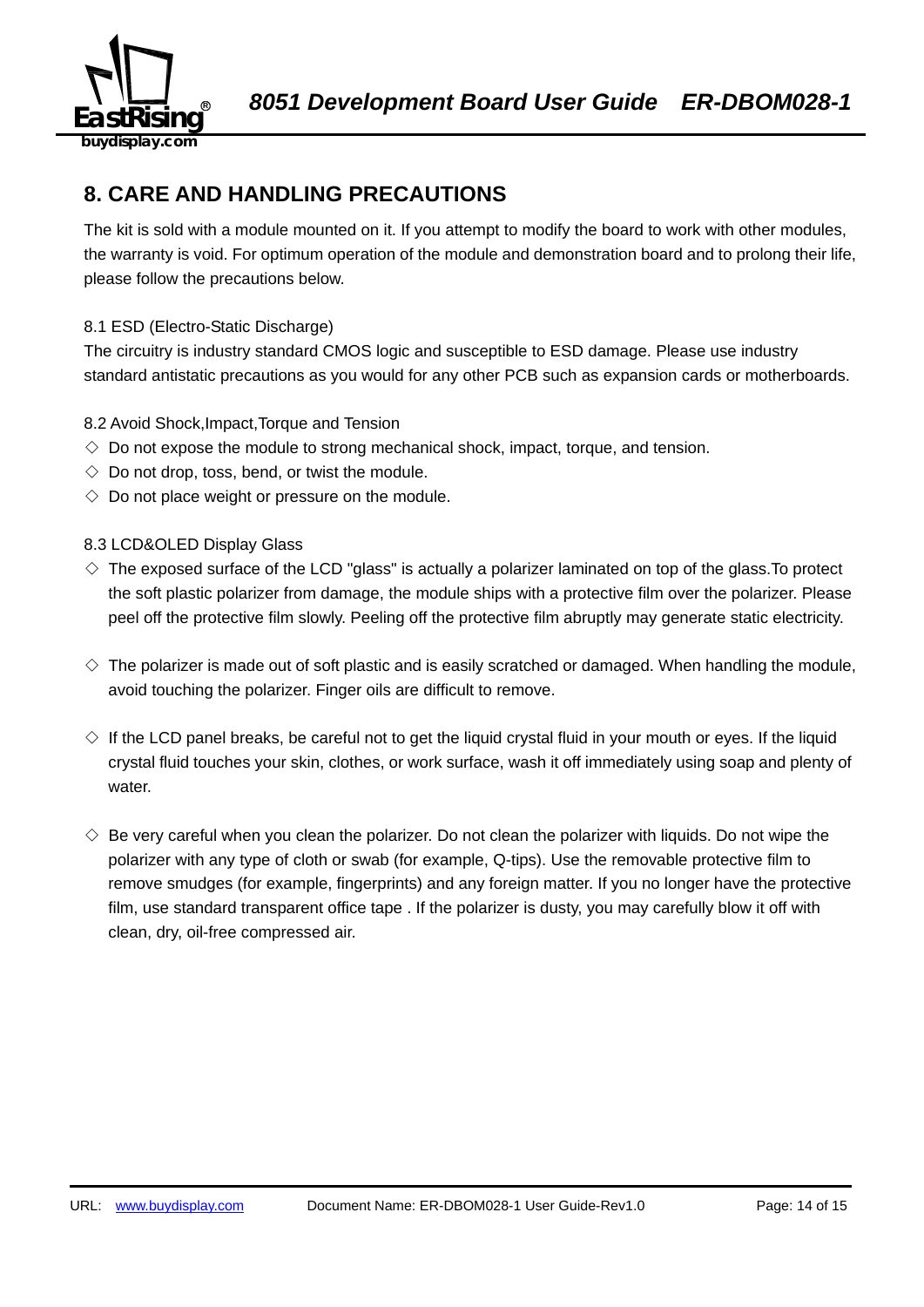## 8. CARE AND HANDLING PRECAUTIONS

The kit is sold with a module mounted on it. If you attempt to modify the board to work with other modules, the warranty is void. For optimum operation of the module and demonstration board and to prolong their life, please follow the precautions below.

8.1 ESD (Electro-Static Discharge)

The circuitry is industry standard CMOS logic and susceptible to ESD damage. Please use industry standard antistatic precautions as you would for any other PCB such as expansion cards or motherboards.

8.2 Avoid Shock,Impact,Torque and Tension

◇ Do not expose the module to strong mechanical shock, impact, torque, and tension.

◇ Do not drop, toss, bend, or twist the module.

◇ Do not place weight or pressure on the module.

8.3 LCD&OLED Display Glass

◇ The exposed surface of the LCD "glass" is actually a polarizer laminated on top of the glass.To protect the soft plastic polarizer from damage, the module ships with a protective film over the polarizer. Please peel off the protective film slowly. Peeling off the protective film abruptly may generate static electricity.

◇ The polarizer is made out of soft plastic and is easily scratched or damaged. When handling the module, avoid touching the polarizer. Finger oils are difficult to remove.

◇ If the LCD panel breaks, be careful not to get the liquid crystal fluid in your mouth or eyes. If the liquid crystal fluid touches your skin, clothes, or work surface, wash it off immediately using soap and plenty of water.

◇ Be very careful when you clean the polarizer. Do not clean the polarizer with liquids. Do not wipe the polarizer with any type of cloth or swab (for example, Q-tips). Use the removable protective film to remove smudges (for example, fingerprints) and any foreign matter. If you no longer have the protective film, use standard transparent office tape . If the polarizer is dusty, you may carefully blow it off with clean, dry, oil-free compressed air.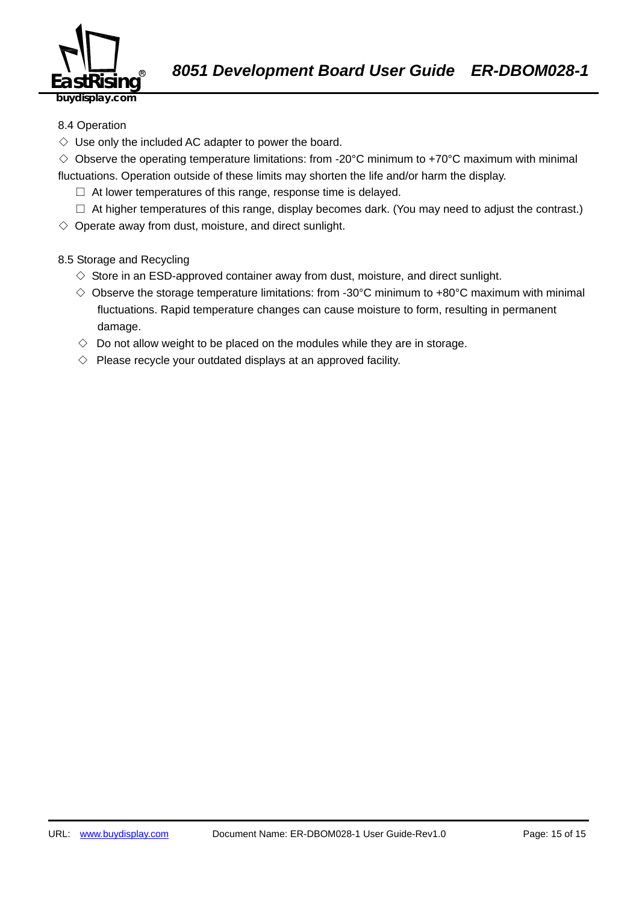8.4 Operation

◇ Use only the included AC adapter to power the board.

◇ Observe the operating temperature limitations: from -20°C minimum to +70°C maximum with minimal fluctuations. Operation outside of these limits may shorten the life and/or harm the display.

- □ At lower temperatures of this range, response time is delayed.
- □ At higher temperatures of this range, display becomes dark. (You may need to adjust the contrast.)

◇ Operate away from dust, moisture, and direct sunlight.

8.5 Storage and Recycling

- ◇ Store in an ESD-approved container away from dust, moisture, and direct sunlight.
- ◇ Observe the storage temperature limitations: from -30°C minimum to +80°C maximum with minimal fluctuations. Rapid temperature changes can cause moisture to form, resulting in permanent damage.
- ◇ Do not allow weight to be placed on the modules while they are in storage.
- ◇ Please recycle your outdated displays at an approved facility.